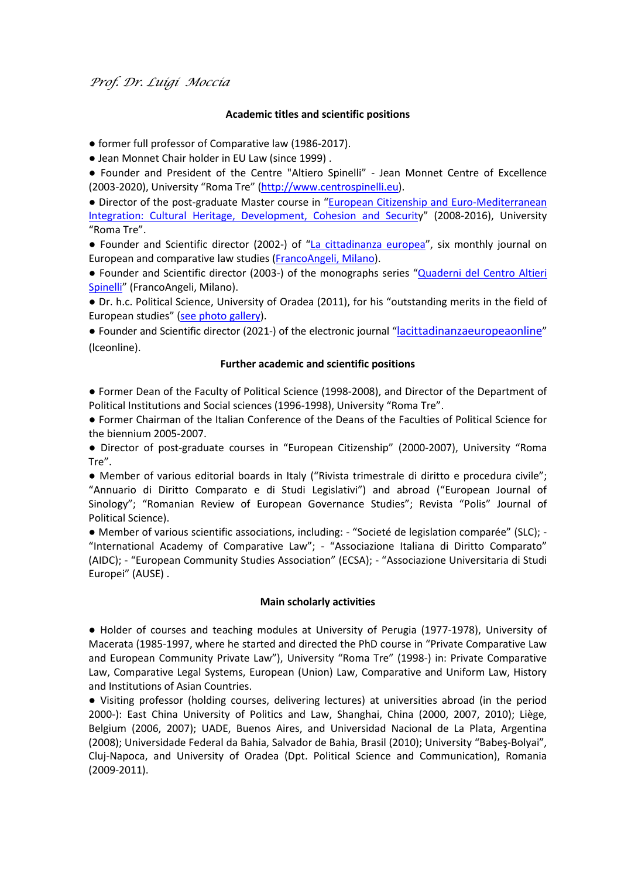*Prof. Dr. Luigi Moccia*

**Academic titles and scientific positions**

● former full professor of Comparative law (1986-2017).
● Jean Monnet Chair holder in EU Law (since 1999) .
● Founder and President of the Centre "Altiero Spinelli" - Jean Monnet Centre of Excellence (2003-2020), University "Roma Tre" (http://www.centrospinelli.eu).
● Director of the post-graduate Master course in "European Citizenship and Euro-Mediterranean Integration: Cultural Heritage, Development, Cohesion and Security" (2008-2016), University "Roma Tre".
● Founder and Scientific director (2002-) of "La cittadinanza europea", six monthly journal on European and comparative law studies (FrancoAngeli, Milano).
● Founder and Scientific director (2003-) of the monographs series "Quaderni del Centro Altieri Spinelli" (FrancoAngeli, Milano).
● Dr. h.c. Political Science, University of Oradea (2011), for his "outstanding merits in the field of European studies" (see photo gallery).
● Founder and Scientific director (2021-) of the electronic journal "lacittadinanzaeuropeaonline" (lceonline).

**Further academic and scientific positions**

● Former Dean of the Faculty of Political Science (1998-2008), and Director of the Department of Political Institutions and Social sciences (1996-1998), University "Roma Tre".
● Former Chairman of the Italian Conference of the Deans of the Faculties of Political Science for the biennium 2005-2007.
● Director of post-graduate courses in "European Citizenship" (2000-2007), University "Roma Tre".
● Member of various editorial boards in Italy ("Rivista trimestrale di diritto e procedura civile"; "Annuario di Diritto Comparato e di Studi Legislativi") and abroad ("European Journal of Sinology"; "Romanian Review of European Governance Studies"; Revista "Polis" Journal of Political Science).
● Member of various scientific associations, including: - "Societé de legislation comparée" (SLC); - "International Academy of Comparative Law"; - "Associazione Italiana di Diritto Comparato" (AIDC); - "European Community Studies Association" (ECSA); - "Associazione Universitaria di Studi Europei" (AUSE) .

**Main scholarly activities**

● Holder of courses and teaching modules at University of Perugia (1977-1978), University of Macerata (1985-1997, where he started and directed the PhD course in "Private Comparative Law and European Community Private Law"), University "Roma Tre" (1998-) in: Private Comparative Law, Comparative Legal Systems, European (Union) Law, Comparative and Uniform Law, History and Institutions of Asian Countries.
● Visiting professor (holding courses, delivering lectures) at universities abroad (in the period 2000-): East China University of Politics and Law, Shanghai, China (2000, 2007, 2010); Liège, Belgium (2006, 2007); UADE, Buenos Aires, and Universidad Nacional de La Plata, Argentina (2008); Universidade Federal da Bahia, Salvador de Bahia, Brasil (2010); University "Babeş-Bolyai", Cluj-Napoca, and University of Oradea (Dpt. Political Science and Communication), Romania (2009-2011).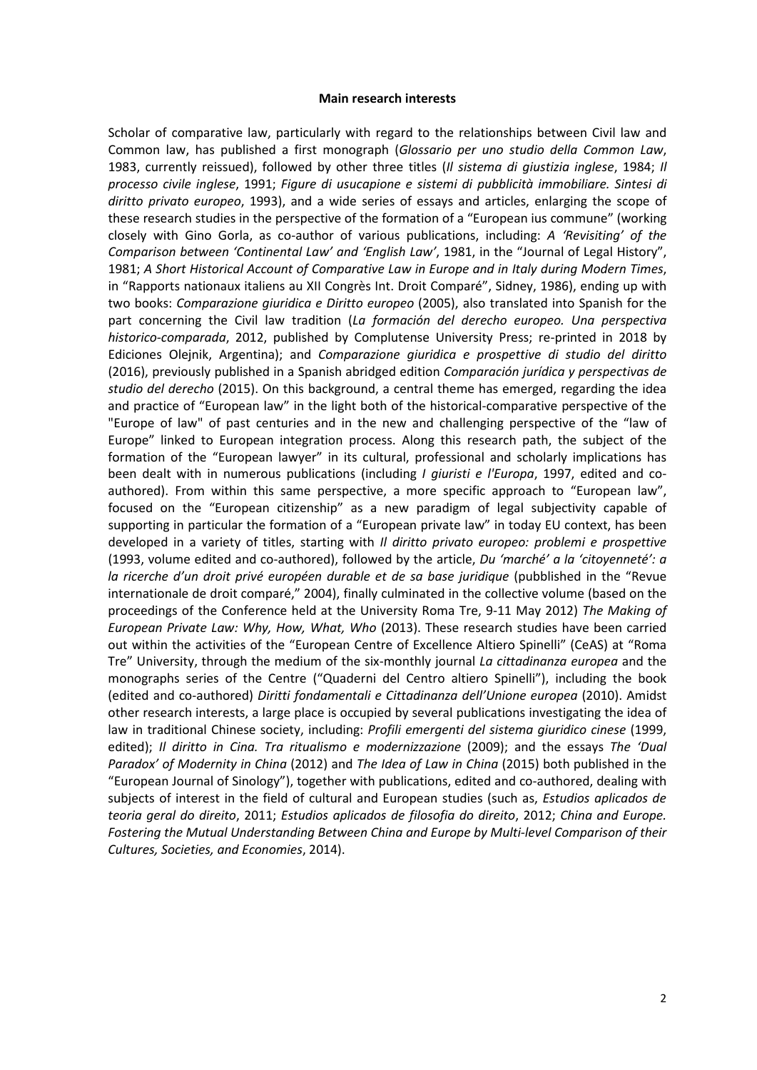**Main research interests**

Scholar of comparative law, particularly with regard to the relationships between Civil law and Common law, has published a first monograph (*Glossario per uno studio della Common Law*, 1983, currently reissued), followed by other three titles (*Il sistema di giustizia inglese*, 1984; *Il processo civile inglese*, 1991; *Figure di usucapione e sistemi di pubblicità immobiliare. Sintesi di diritto privato europeo*, 1993), and a wide series of essays and articles, enlarging the scope of these research studies in the perspective of the formation of a "European ius commune" (working closely with Gino Gorla, as co-author of various publications, including: *A 'Revisiting' of the Comparison between 'Continental Law' and 'English Law'*, 1981, in the "Journal of Legal History", 1981; *A Short Historical Account of Comparative Law in Europe and in Italy during Modern Times*, in "Rapports nationaux italiens au XII Congrès Int. Droit Comparé", Sidney, 1986), ending up with two books: *Comparazione giuridica e Diritto europeo* (2005), also translated into Spanish for the part concerning the Civil law tradition (*La formación del derecho europeo. Una perspectiva historico-comparada*, 2012, published by Complutense University Press; re-printed in 2018 by Ediciones Olejnik, Argentina); and *Comparazione giuridica e prospettive di studio del diritto* (2016), previously published in a Spanish abridged edition *Comparación jurídica y perspectivas de studio del derecho* (2015). On this background, a central theme has emerged, regarding the idea and practice of "European law" in the light both of the historical-comparative perspective of the "Europe of law" of past centuries and in the new and challenging perspective of the "law of Europe" linked to European integration process. Along this research path, the subject of the formation of the "European lawyer" in its cultural, professional and scholarly implications has been dealt with in numerous publications (including *I giuristi e l'Europa*, 1997, edited and co-authored). From within this same perspective, a more specific approach to "European law", focused on the "European citizenship" as a new paradigm of legal subjectivity capable of supporting in particular the formation of a "European private law" in today EU context, has been developed in a variety of titles, starting with *Il diritto privato europeo: problemi e prospettive* (1993, volume edited and co-authored), followed by the article, *Du 'marché' a la 'citoyenneté': a la ricerche d'un droit privé européen durable et de sa base juridique* (pubblished in the "Revue internationale de droit comparé," 2004), finally culminated in the collective volume (based on the proceedings of the Conference held at the University Roma Tre, 9-11 May 2012) *The Making of European Private Law: Why, How, What, Who* (2013). These research studies have been carried out within the activities of the "European Centre of Excellence Altiero Spinelli" (CeAS) at "Roma Tre" University, through the medium of the six-monthly journal *La cittadinanza europea* and the monographs series of the Centre ("Quaderni del Centro altiero Spinelli"), including the book (edited and co-authored) *Diritti fondamentali e Cittadinanza dell'Unione europea* (2010). Amidst other research interests, a large place is occupied by several publications investigating the idea of law in traditional Chinese society, including: *Profili emergenti del sistema giuridico cinese* (1999, edited); *Il diritto in Cina. Tra ritualismo e modernizzazione* (2009); and the essays *The 'Dual Paradox' of Modernity in China* (2012) and *The Idea of Law in China* (2015) both published in the "European Journal of Sinology"), together with publications, edited and co-authored, dealing with subjects of interest in the field of cultural and European studies (such as, *Estudios aplicados de teoria geral do direito*, 2011; *Estudios aplicados de filosofia do direito*, 2012; *China and Europe. Fostering the Mutual Understanding Between China and Europe by Multi-level Comparison of their Cultures, Societies, and Economies*, 2014).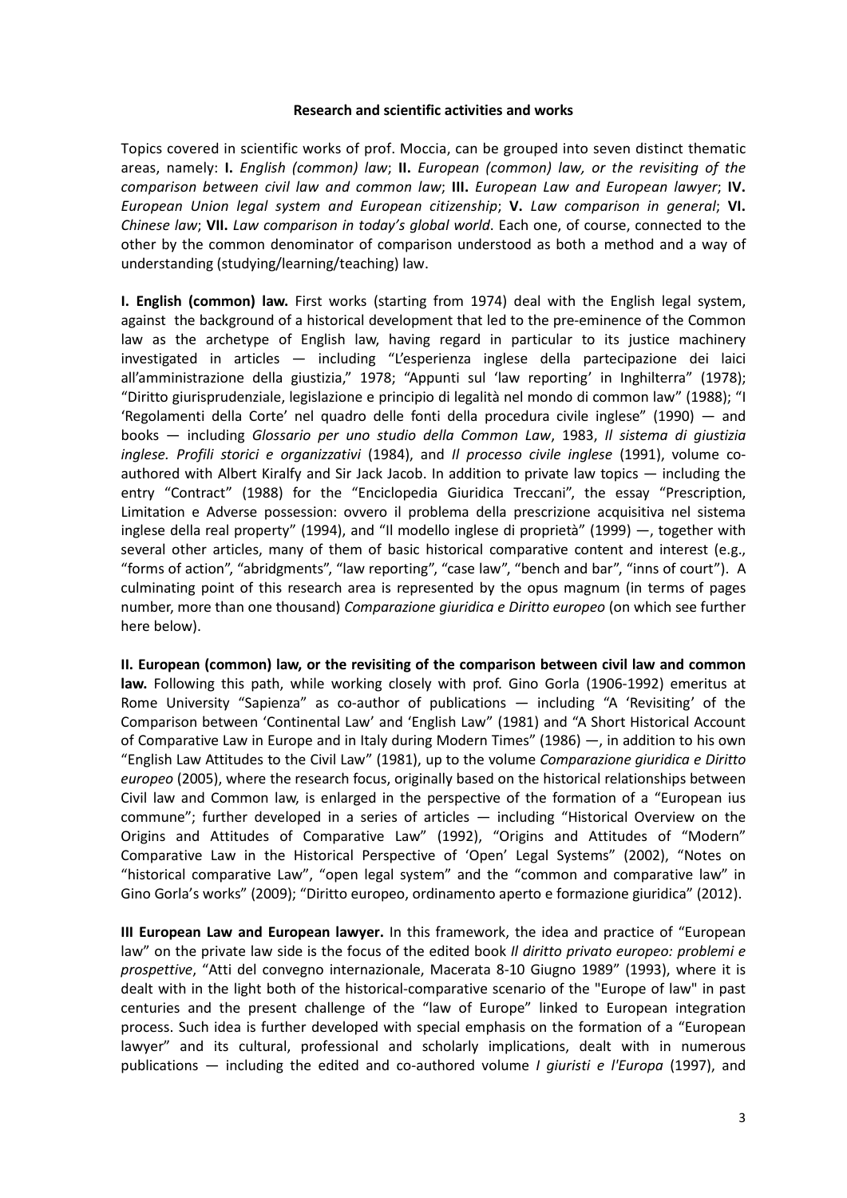**Research and scientific activities and works**

Topics covered in scientific works of prof. Moccia, can be grouped into seven distinct thematic areas, namely: **I.** *English (common) law*; **II.** *European (common) law, or the revisiting of the comparison between civil law and common law*; **III.** *European Law and European lawyer*; **IV.** *European Union legal system and European citizenship*; **V.** *Law comparison in general*; **VI.** *Chinese law*; **VII.** *Law comparison in today's global world*. Each one, of course, connected to the other by the common denominator of comparison understood as both a method and a way of understanding (studying/learning/teaching) law.

**I. English (common) law.** First works (starting from 1974) deal with the English legal system, against the background of a historical development that led to the pre-eminence of the Common law as the archetype of English law, having regard in particular to its justice machinery investigated in articles — including "L'esperienza inglese della partecipazione dei laici all'amministrazione della giustizia," 1978; "Appunti sul 'law reporting' in Inghilterra" (1978); "Diritto giurisprudenziale, legislazione e principio di legalità nel mondo di common law" (1988); "I 'Regolamenti della Corte' nel quadro delle fonti della procedura civile inglese" (1990) — and books — including *Glossario per uno studio della Common Law*, 1983, *Il sistema di giustizia inglese. Profili storici e organizzativi* (1984), and *Il processo civile inglese* (1991), volume co-authored with Albert Kiralfy and Sir Jack Jacob. In addition to private law topics — including the entry "Contract" (1988) for the "Enciclopedia Giuridica Treccani", the essay "Prescription, Limitation e Adverse possession: ovvero il problema della prescrizione acquisitiva nel sistema inglese della real property" (1994), and "Il modello inglese di proprietà" (1999) —, together with several other articles, many of them of basic historical comparative content and interest (e.g., "forms of action", "abridgments", "law reporting", "case law", "bench and bar", "inns of court"). A culminating point of this research area is represented by the opus magnum (in terms of pages number, more than one thousand) *Comparazione giuridica e Diritto europeo* (on which see further here below).

**II. European (common) law, or the revisiting of the comparison between civil law and common law.** Following this path, while working closely with prof. Gino Gorla (1906-1992) emeritus at Rome University "Sapienza" as co-author of publications — including "A 'Revisiting' of the Comparison between 'Continental Law' and 'English Law" (1981) and "A Short Historical Account of Comparative Law in Europe and in Italy during Modern Times" (1986) —, in addition to his own "English Law Attitudes to the Civil Law" (1981), up to the volume *Comparazione giuridica e Diritto europeo* (2005), where the research focus, originally based on the historical relationships between Civil law and Common law, is enlarged in the perspective of the formation of a "European ius commune"; further developed in a series of articles — including "Historical Overview on the Origins and Attitudes of Comparative Law" (1992), "Origins and Attitudes of "Modern" Comparative Law in the Historical Perspective of 'Open' Legal Systems" (2002), "Notes on "historical comparative Law", "open legal system" and the "common and comparative law" in Gino Gorla's works" (2009); "Diritto europeo, ordinamento aperto e formazione giuridica" (2012).

**III European Law and European lawyer.** In this framework, the idea and practice of "European law" on the private law side is the focus of the edited book *Il diritto privato europeo: problemi e prospettive*, "Atti del convegno internazionale, Macerata 8-10 Giugno 1989" (1993), where it is dealt with in the light both of the historical-comparative scenario of the "Europe of law" in past centuries and the present challenge of the "law of Europe" linked to European integration process. Such idea is further developed with special emphasis on the formation of a "European lawyer" and its cultural, professional and scholarly implications, dealt with in numerous publications — including the edited and co-authored volume *I giuristi e l'Europa* (1997), and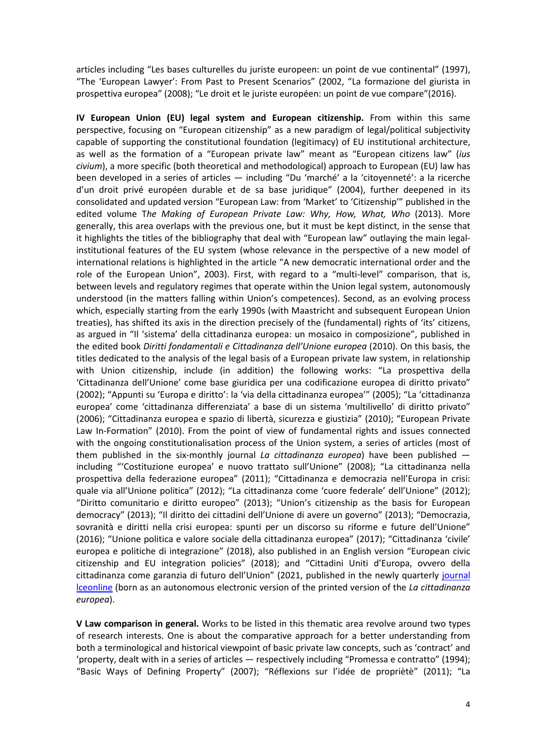articles including “Les bases culturelles du juriste europeen: un point de vue continental” (1997), “The ‘European Lawyer’: From Past to Present Scenarios” (2002, “La formazione del giurista in prospettiva europea” (2008); “Le droit et le juriste européen: un point de vue compare”(2016).

**IV European Union (EU) legal system and European citizenship.** From within this same perspective, focusing on “European citizenship” as a new paradigm of legal/political subjectivity capable of supporting the constitutional foundation (legitimacy) of EU institutional architecture, as well as the formation of a “European private law” meant as “European citizens law” (*ius civium*), a more specific (both theoretical and methodological) approach to European (EU) law has been developed in a series of articles — including “Du ‘marché’ a la ‘citoyenneté’: a la ricerche d’un droit privé européen durable et de sa base juridique” (2004), further deepened in its consolidated and updated version “European Law: from ‘Market’ to ‘Citizenship’” published in the edited volume T*he Making of European Private Law: Why, How, What, Who* (2013). More generally, this area overlaps with the previous one, but it must be kept distinct, in the sense that it highlights the titles of the bibliography that deal with “European law” outlaying the main legal-institutional features of the EU system (whose relevance in the perspective of a new model of international relations is highlighted in the article “A new democratic international order and the role of the European Union”, 2003). First, with regard to a “multi-level” comparison, that is, between levels and regulatory regimes that operate within the Union legal system, autonomously understood (in the matters falling within Union’s competences). Second, as an evolving process which, especially starting from the early 1990s (with Maastricht and subsequent European Union treaties), has shifted its axis in the direction precisely of the (fundamental) rights of ‘its’ citizens, as argued in “Il ‘sistema’ della cittadinanza europea: un mosaico in composizione”, published in the edited book *Diritti fondamentali e Cittadinanza dell’Unione europea* (2010). On this basis, the titles dedicated to the analysis of the legal basis of a European private law system, in relationship with Union citizenship, include (in addition) the following works: “La prospettiva della ‘Cittadinanza dell’Unione’ come base giuridica per una codificazione europea di diritto privato” (2002); “Appunti su ‘Europa e diritto’: la ‘via della cittadinanza europea’” (2005); “La ‘cittadinanza europea’ come ‘cittadinanza differenziata’ a base di un sistema ‘multilivello’ di diritto privato” (2006); “Cittadinanza europea e spazio di libertà, sicurezza e giustizia” (2010); “European Private Law In-Formation” (2010). From the point of view of fundamental rights and issues connected with the ongoing constitutionalisation process of the Union system, a series of articles (most of them published in the six-monthly journal *La cittadinanza europea*) have been published — including “‘Costituzione europea’ e nuovo trattato sull’Unione” (2008); “La cittadinanza nella prospettiva della federazione europea” (2011); “Cittadinanza e democrazia nell’Europa in crisi: quale via all’Unione politica” (2012); “La cittadinanza come ‘cuore federale’ dell’Unione” (2012); “Diritto comunitario e diritto europeo” (2013); “Union’s citizenship as the basis for European democracy” (2013); “Il diritto dei cittadini dell’Unione di avere un governo” (2013); “Democrazia, sovranità e diritti nella crisi europea: spunti per un discorso su riforme e future dell’Unione” (2016); “Unione politica e valore sociale della cittadinanza europea” (2017); “Cittadinanza ‘civile’ europea e politiche di integrazione” (2018), also published in an English version “European civic citizenship and EU integration policies” (2018); and “Cittadini Uniti d’Europa, ovvero della cittadinanza come garanzia di futuro dell’Union” (2021, published in the newly quarterly journal Iceonline (born as an autonomous electronic version of the printed version of the *La cittadinanza europea*).

**V Law comparison in general.** Works to be listed in this thematic area revolve around two types of research interests. One is about the comparative approach for a better understanding from both a terminological and historical viewpoint of basic private law concepts, such as ‘contract’ and ‘property, dealt with in a series of articles — respectively including “Promessa e contratto” (1994); “Basic Ways of Defining Property” (2007); “Réflexions sur l’idée de propriètè” (2011); “La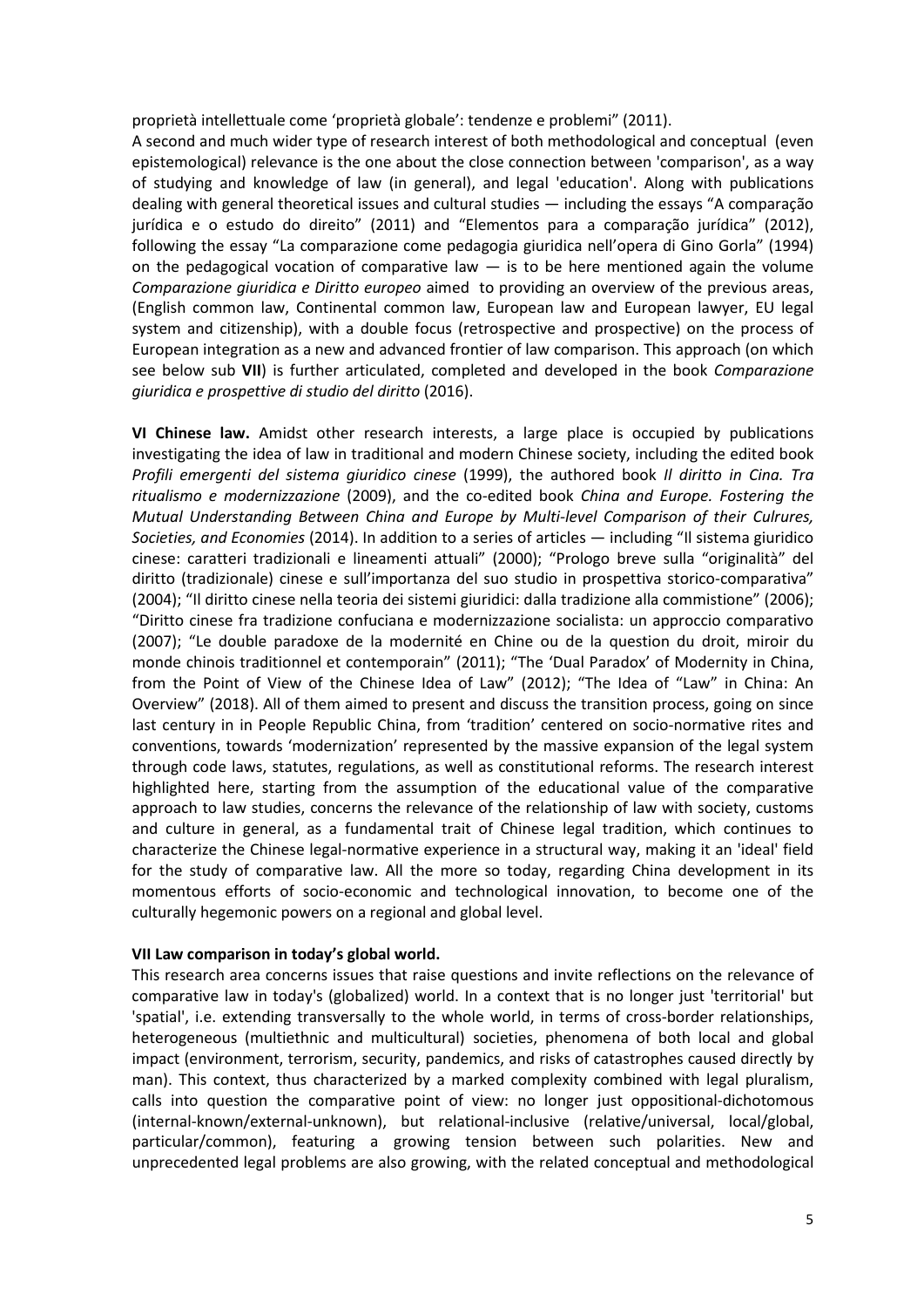proprietà intellettuale come 'proprietà globale': tendenze e problemi" (2011).

A second and much wider type of research interest of both methodological and conceptual (even epistemological) relevance is the one about the close connection between 'comparison', as a way of studying and knowledge of law (in general), and legal 'education'. Along with publications dealing with general theoretical issues and cultural studies — including the essays "A comparação jurídica e o estudo do direito" (2011) and "Elementos para a comparação jurídica" (2012), following the essay "La comparazione come pedagogia giuridica nell'opera di Gino Gorla" (1994) on the pedagogical vocation of comparative law — is to be here mentioned again the volume *Comparazione giuridica e Diritto europeo* aimed to providing an overview of the previous areas, (English common law, Continental common law, European law and European lawyer, EU legal system and citizenship), with a double focus (retrospective and prospective) on the process of European integration as a new and advanced frontier of law comparison. This approach (on which see below sub **VII**) is further articulated, completed and developed in the book *Comparazione giuridica e prospettive di studio del diritto* (2016).

**VI Chinese law.** Amidst other research interests, a large place is occupied by publications investigating the idea of law in traditional and modern Chinese society, including the edited book *Profili emergenti del sistema giuridico cinese* (1999), the authored book *Il diritto in Cina. Tra ritualismo e modernizzazione* (2009), and the co-edited book *China and Europe. Fostering the Mutual Understanding Between China and Europe by Multi-level Comparison of their Culrures, Societies, and Economies* (2014). In addition to a series of articles — including "Il sistema giuridico cinese: caratteri tradizionali e lineamenti attuali" (2000); "Prologo breve sulla "originalità" del diritto (tradizionale) cinese e sull'importanza del suo studio in prospettiva storico-comparativa" (2004); "Il diritto cinese nella teoria dei sistemi giuridici: dalla tradizione alla commistione" (2006); "Diritto cinese fra tradizione confuciana e modernizzazione socialista: un approccio comparativo (2007); "Le double paradoxe de la modernité en Chine ou de la question du droit, miroir du monde chinois traditionnel et contemporain" (2011); "The 'Dual Paradox' of Modernity in China, from the Point of View of the Chinese Idea of Law" (2012); "The Idea of "Law" in China: An Overview" (2018). All of them aimed to present and discuss the transition process, going on since last century in in People Republic China, from 'tradition' centered on socio-normative rites and conventions, towards 'modernization' represented by the massive expansion of the legal system through code laws, statutes, regulations, as well as constitutional reforms. The research interest highlighted here, starting from the assumption of the educational value of the comparative approach to law studies, concerns the relevance of the relationship of law with society, customs and culture in general, as a fundamental trait of Chinese legal tradition, which continues to characterize the Chinese legal-normative experience in a structural way, making it an 'ideal' field for the study of comparative law. All the more so today, regarding China development in its momentous efforts of socio-economic and technological innovation, to become one of the culturally hegemonic powers on a regional and global level.

**VII Law comparison in today's global world.**

This research area concerns issues that raise questions and invite reflections on the relevance of comparative law in today's (globalized) world. In a context that is no longer just 'territorial' but 'spatial', i.e. extending transversally to the whole world, in terms of cross-border relationships, heterogeneous (multiethnic and multicultural) societies, phenomena of both local and global impact (environment, terrorism, security, pandemics, and risks of catastrophes caused directly by man). This context, thus characterized by a marked complexity combined with legal pluralism, calls into question the comparative point of view: no longer just oppositional-dichotomous (internal-known/external-unknown), but relational-inclusive (relative/universal, local/global, particular/common), featuring a growing tension between such polarities. New and unprecedented legal problems are also growing, with the related conceptual and methodological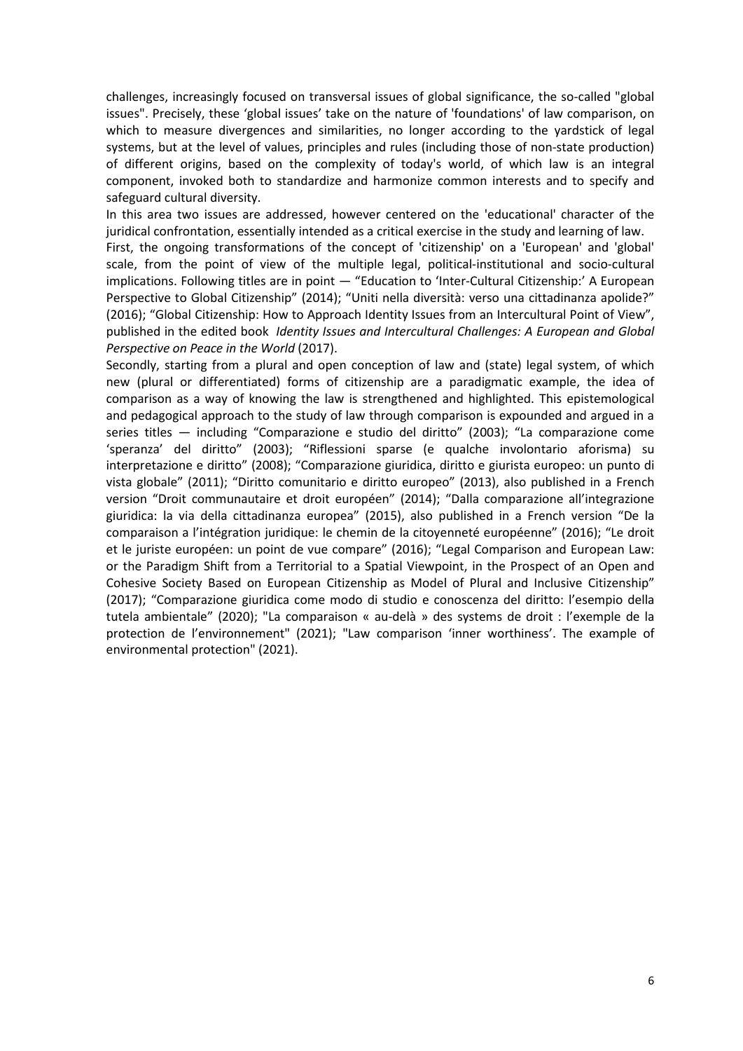challenges, increasingly focused on transversal issues of global significance, the so-called "global issues". Precisely, these 'global issues' take on the nature of 'foundations' of law comparison, on which to measure divergences and similarities, no longer according to the yardstick of legal systems, but at the level of values, principles and rules (including those of non-state production) of different origins, based on the complexity of today's world, of which law is an integral component, invoked both to standardize and harmonize common interests and to specify and safeguard cultural diversity.

In this area two issues are addressed, however centered on the 'educational' character of the juridical confrontation, essentially intended as a critical exercise in the study and learning of law.

First, the ongoing transformations of the concept of 'citizenship' on a 'European' and 'global' scale, from the point of view of the multiple legal, political-institutional and socio-cultural implications. Following titles are in point — "Education to 'Inter-Cultural Citizenship:' A European Perspective to Global Citizenship" (2014); "Uniti nella diversità: verso una cittadinanza apolide?" (2016); "Global Citizenship: How to Approach Identity Issues from an Intercultural Point of View", published in the edited book *Identity Issues and Intercultural Challenges: A European and Global Perspective on Peace in the World* (2017).

Secondly, starting from a plural and open conception of law and (state) legal system, of which new (plural or differentiated) forms of citizenship are a paradigmatic example, the idea of comparison as a way of knowing the law is strengthened and highlighted. This epistemological and pedagogical approach to the study of law through comparison is expounded and argued in a series titles — including "Comparazione e studio del diritto" (2003); "La comparazione come 'speranza' del diritto" (2003); "Riflessioni sparse (e qualche involontario aforisma) su interpretazione e diritto" (2008); "Comparazione giuridica, diritto e giurista europeo: un punto di vista globale" (2011); "Diritto comunitario e diritto europeo" (2013), also published in a French version "Droit communautaire et droit européen" (2014); "Dalla comparazione all'integrazione giuridica: la via della cittadinanza europea" (2015), also published in a French version "De la comparaison a l'intégration juridique: le chemin de la citoyenneté européenne" (2016); "Le droit et le juriste européen: un point de vue compare" (2016); "Legal Comparison and European Law: or the Paradigm Shift from a Territorial to a Spatial Viewpoint, in the Prospect of an Open and Cohesive Society Based on European Citizenship as Model of Plural and Inclusive Citizenship" (2017); "Comparazione giuridica come modo di studio e conoscenza del diritto: l'esempio della tutela ambientale" (2020); "La comparaison « au-delà » des systems de droit : l'exemple de la protection de l'environnement" (2021); "Law comparison 'inner worthiness'. The example of environmental protection" (2021).